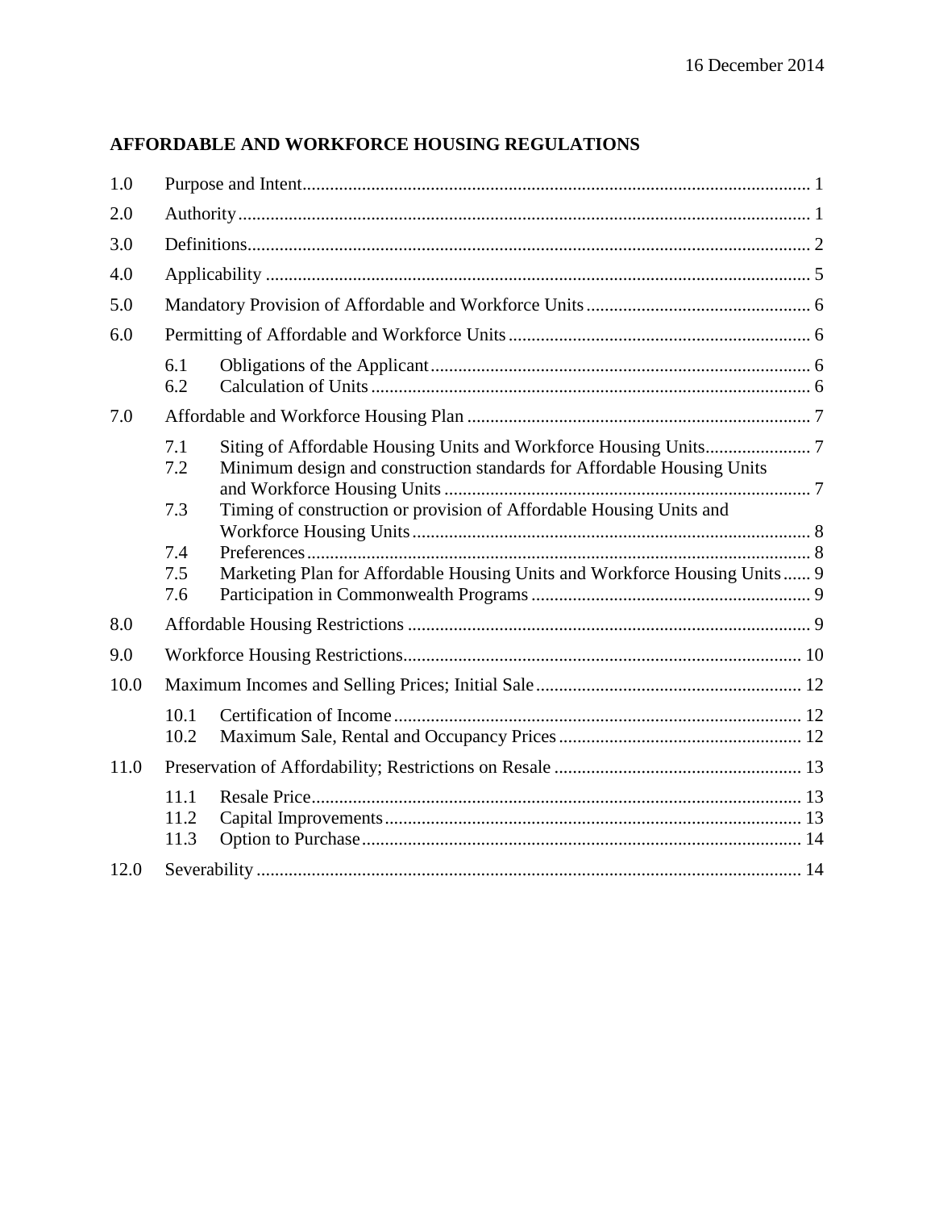16 December 2014

## AFFORDABLE AND WORKFORCE HOUSING REGULATIONS

1.0 Purpose and Intent .............................................................. 1

2.0 Authority .............................................................. 1

3.0 Definitions .............................................................. 2

4.0 Applicability .............................................................. 5

5.0 Mandatory Provision of Affordable and Workforce Units .............................................................. 6

6.0 Permitting of Affordable and Workforce Units .............................................................. 6

- 6.1 Obligations of the Applicant .............................................................. 6
- 6.2 Calculation of Units .............................................................. 6

7.0 Affordable and Workforce Housing Plan .............................................................. 7

- 7.1 Siting of Affordable Housing Units and Workforce Housing Units .............................................................. 7
- 7.2 Minimum design and construction standards for Affordable Housing Units and Workforce Housing Units .............................................................. 7
- 7.3 Timing of construction or provision of Affordable Housing Units and Workforce Housing Units .............................................................. 8
- 7.4 Preferences .............................................................. 8
- 7.5 Marketing Plan for Affordable Housing Units and Workforce Housing Units .............................................................. 9
- 7.6 Participation in Commonwealth Programs .............................................................. 9

8.0 Affordable Housing Restrictions .............................................................. 9

9.0 Workforce Housing Restrictions .............................................................. 10

10.0 Maximum Incomes and Selling Prices; Initial Sale .............................................................. 12

- 10.1 Certification of Income .............................................................. 12
- 10.2 Maximum Sale, Rental and Occupancy Prices .............................................................. 12

11.0 Preservation of Affordability; Restrictions on Resale .............................................................. 13

- 11.1 Resale Price .............................................................. 13
- 11.2 Capital Improvements .............................................................. 13
- 11.3 Option to Purchase .............................................................. 14

12.0 Severability .............................................................. 14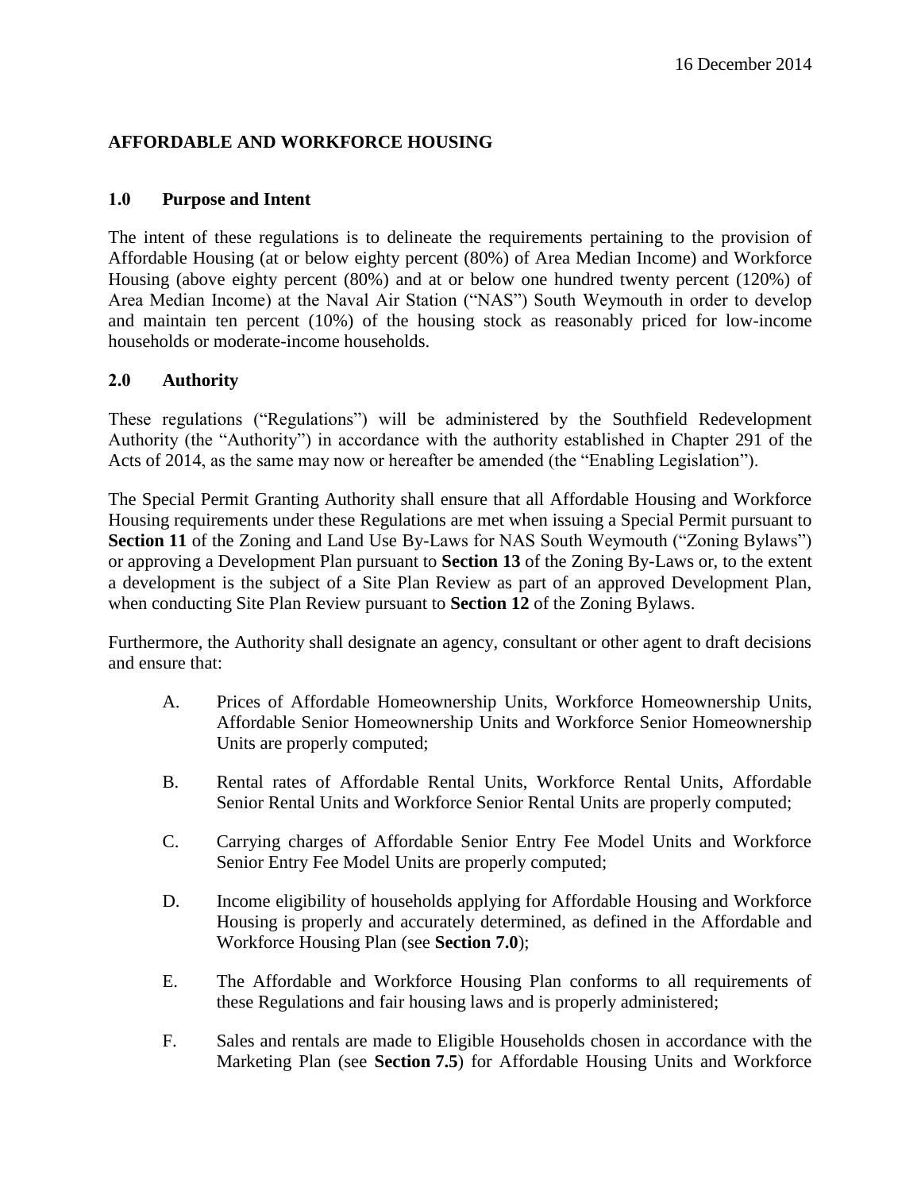16 December 2014

## AFFORDABLE AND WORKFORCE HOUSING

### 1.0 Purpose and Intent

The intent of these regulations is to delineate the requirements pertaining to the provision of Affordable Housing (at or below eighty percent (80%) of Area Median Income) and Workforce Housing (above eighty percent (80%) and at or below one hundred twenty percent (120%) of Area Median Income) at the Naval Air Station ("NAS") South Weymouth in order to develop and maintain ten percent (10%) of the housing stock as reasonably priced for low-income households or moderate-income households.

### 2.0 Authority

These regulations ("Regulations") will be administered by the Southfield Redevelopment Authority (the "Authority") in accordance with the authority established in Chapter 291 of the Acts of 2014, as the same may now or hereafter be amended (the "Enabling Legislation").

The Special Permit Granting Authority shall ensure that all Affordable Housing and Workforce Housing requirements under these Regulations are met when issuing a Special Permit pursuant to **Section 11** of the Zoning and Land Use By-Laws for NAS South Weymouth ("Zoning Bylaws") or approving a Development Plan pursuant to **Section 13** of the Zoning By-Laws or, to the extent a development is the subject of a Site Plan Review as part of an approved Development Plan, when conducting Site Plan Review pursuant to **Section 12** of the Zoning Bylaws.

Furthermore, the Authority shall designate an agency, consultant or other agent to draft decisions and ensure that:

A. Prices of Affordable Homeownership Units, Workforce Homeownership Units, Affordable Senior Homeownership Units and Workforce Senior Homeownership Units are properly computed;

B. Rental rates of Affordable Rental Units, Workforce Rental Units, Affordable Senior Rental Units and Workforce Senior Rental Units are properly computed;

C. Carrying charges of Affordable Senior Entry Fee Model Units and Workforce Senior Entry Fee Model Units are properly computed;

D. Income eligibility of households applying for Affordable Housing and Workforce Housing is properly and accurately determined, as defined in the Affordable and Workforce Housing Plan (see **Section 7.0**);

E. The Affordable and Workforce Housing Plan conforms to all requirements of these Regulations and fair housing laws and is properly administered;

F. Sales and rentals are made to Eligible Households chosen in accordance with the Marketing Plan (see **Section 7.5**) for Affordable Housing Units and Workforce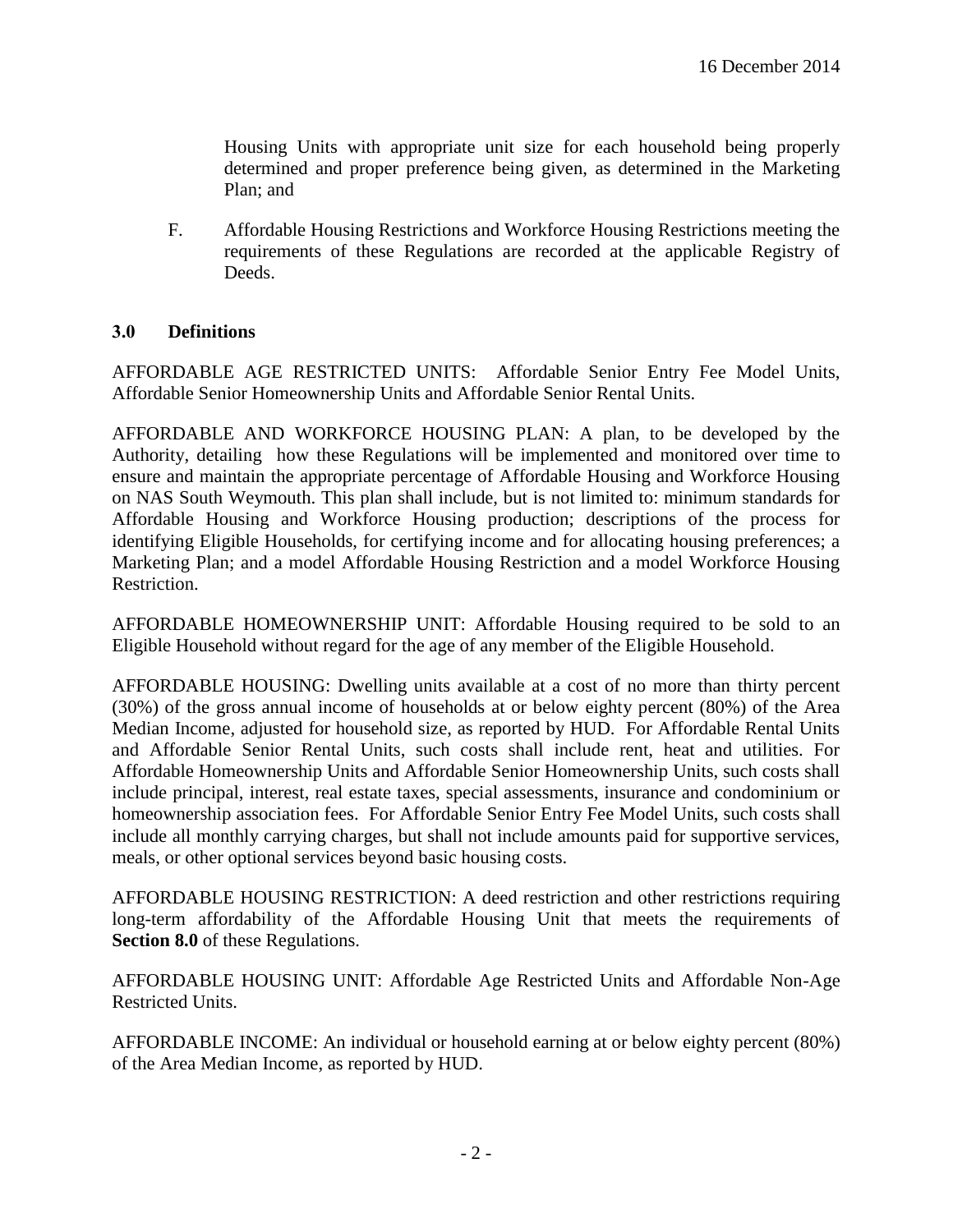Housing Units with appropriate unit size for each household being properly determined and proper preference being given, as determined in the Marketing Plan; and

F. Affordable Housing Restrictions and Workforce Housing Restrictions meeting the requirements of these Regulations are recorded at the applicable Registry of Deeds.

### 3.0 Definitions

AFFORDABLE AGE RESTRICTED UNITS: Affordable Senior Entry Fee Model Units, Affordable Senior Homeownership Units and Affordable Senior Rental Units.

AFFORDABLE AND WORKFORCE HOUSING PLAN: A plan, to be developed by the Authority, detailing how these Regulations will be implemented and monitored over time to ensure and maintain the appropriate percentage of Affordable Housing and Workforce Housing on NAS South Weymouth. This plan shall include, but is not limited to: minimum standards for Affordable Housing and Workforce Housing production; descriptions of the process for identifying Eligible Households, for certifying income and for allocating housing preferences; a Marketing Plan; and a model Affordable Housing Restriction and a model Workforce Housing Restriction.

AFFORDABLE HOMEOWNERSHIP UNIT: Affordable Housing required to be sold to an Eligible Household without regard for the age of any member of the Eligible Household.

AFFORDABLE HOUSING: Dwelling units available at a cost of no more than thirty percent (30%) of the gross annual income of households at or below eighty percent (80%) of the Area Median Income, adjusted for household size, as reported by HUD. For Affordable Rental Units and Affordable Senior Rental Units, such costs shall include rent, heat and utilities. For Affordable Homeownership Units and Affordable Senior Homeownership Units, such costs shall include principal, interest, real estate taxes, special assessments, insurance and condominium or homeownership association fees. For Affordable Senior Entry Fee Model Units, such costs shall include all monthly carrying charges, but shall not include amounts paid for supportive services, meals, or other optional services beyond basic housing costs.

AFFORDABLE HOUSING RESTRICTION: A deed restriction and other restrictions requiring long-term affordability of the Affordable Housing Unit that meets the requirements of **Section 8.0** of these Regulations.

AFFORDABLE HOUSING UNIT: Affordable Age Restricted Units and Affordable Non-Age Restricted Units.

AFFORDABLE INCOME: An individual or household earning at or below eighty percent (80%) of the Area Median Income, as reported by HUD.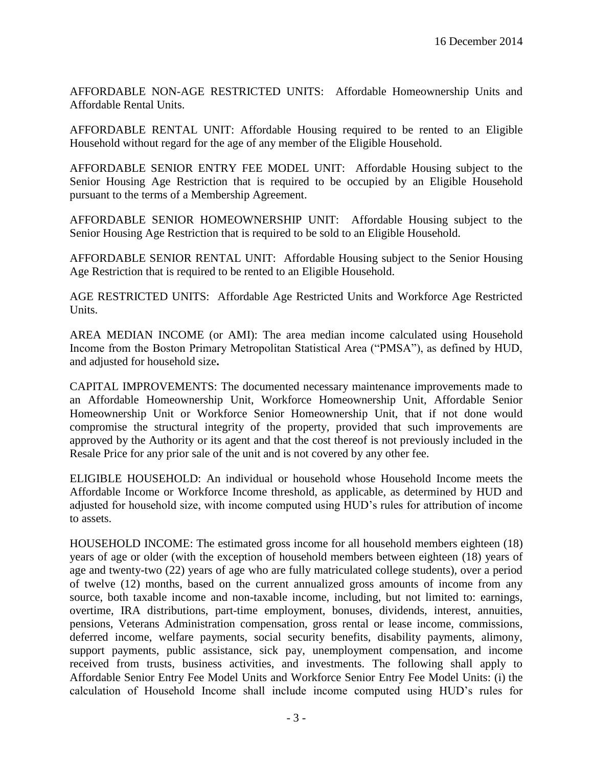AFFORDABLE NON-AGE RESTRICTED UNITS: Affordable Homeownership Units and Affordable Rental Units.

AFFORDABLE RENTAL UNIT: Affordable Housing required to be rented to an Eligible Household without regard for the age of any member of the Eligible Household.

AFFORDABLE SENIOR ENTRY FEE MODEL UNIT: Affordable Housing subject to the Senior Housing Age Restriction that is required to be occupied by an Eligible Household pursuant to the terms of a Membership Agreement.

AFFORDABLE SENIOR HOMEOWNERSHIP UNIT: Affordable Housing subject to the Senior Housing Age Restriction that is required to be sold to an Eligible Household.

AFFORDABLE SENIOR RENTAL UNIT: Affordable Housing subject to the Senior Housing Age Restriction that is required to be rented to an Eligible Household.

AGE RESTRICTED UNITS: Affordable Age Restricted Units and Workforce Age Restricted Units.

AREA MEDIAN INCOME (or AMI): The area median income calculated using Household Income from the Boston Primary Metropolitan Statistical Area ("PMSA"), as defined by HUD, and adjusted for household size**.**

CAPITAL IMPROVEMENTS: The documented necessary maintenance improvements made to an Affordable Homeownership Unit, Workforce Homeownership Unit, Affordable Senior Homeownership Unit or Workforce Senior Homeownership Unit, that if not done would compromise the structural integrity of the property, provided that such improvements are approved by the Authority or its agent and that the cost thereof is not previously included in the Resale Price for any prior sale of the unit and is not covered by any other fee.

ELIGIBLE HOUSEHOLD: An individual or household whose Household Income meets the Affordable Income or Workforce Income threshold, as applicable, as determined by HUD and adjusted for household size, with income computed using HUD's rules for attribution of income to assets.

HOUSEHOLD INCOME: The estimated gross income for all household members eighteen (18) years of age or older (with the exception of household members between eighteen (18) years of age and twenty-two (22) years of age who are fully matriculated college students), over a period of twelve (12) months, based on the current annualized gross amounts of income from any source, both taxable income and non-taxable income, including, but not limited to: earnings, overtime, IRA distributions, part-time employment, bonuses, dividends, interest, annuities, pensions, Veterans Administration compensation, gross rental or lease income, commissions, deferred income, welfare payments, social security benefits, disability payments, alimony, support payments, public assistance, sick pay, unemployment compensation, and income received from trusts, business activities, and investments. The following shall apply to Affordable Senior Entry Fee Model Units and Workforce Senior Entry Fee Model Units: (i) the calculation of Household Income shall include income computed using HUD's rules for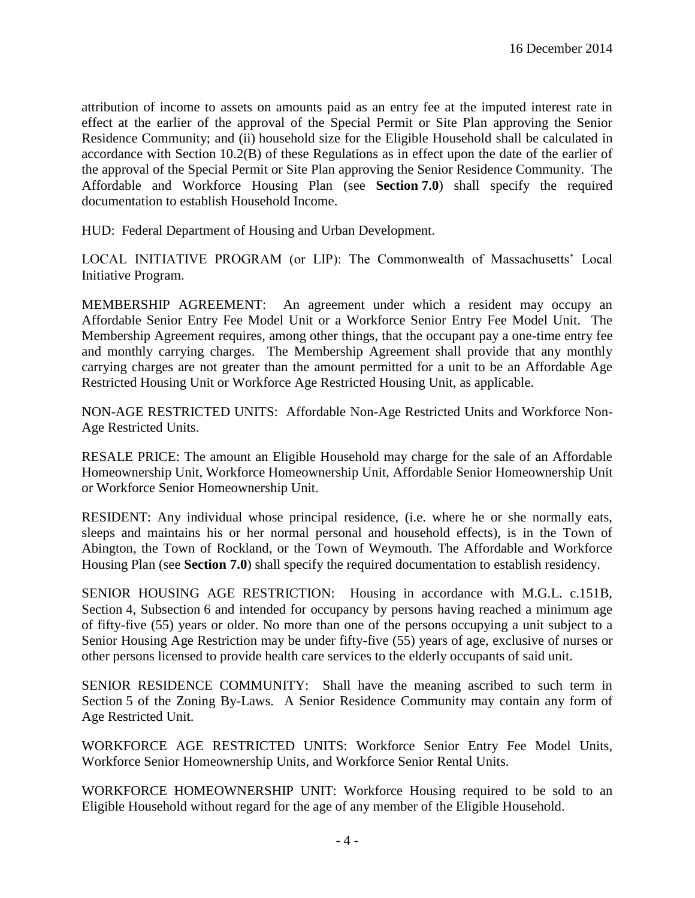attribution of income to assets on amounts paid as an entry fee at the imputed interest rate in effect at the earlier of the approval of the Special Permit or Site Plan approving the Senior Residence Community; and (ii) household size for the Eligible Household shall be calculated in accordance with Section 10.2(B) of these Regulations as in effect upon the date of the earlier of the approval of the Special Permit or Site Plan approving the Senior Residence Community. The Affordable and Workforce Housing Plan (see **Section 7.0**) shall specify the required documentation to establish Household Income.

HUD: Federal Department of Housing and Urban Development.

LOCAL INITIATIVE PROGRAM (or LIP): The Commonwealth of Massachusetts' Local Initiative Program.

MEMBERSHIP AGREEMENT: An agreement under which a resident may occupy an Affordable Senior Entry Fee Model Unit or a Workforce Senior Entry Fee Model Unit. The Membership Agreement requires, among other things, that the occupant pay a one-time entry fee and monthly carrying charges. The Membership Agreement shall provide that any monthly carrying charges are not greater than the amount permitted for a unit to be an Affordable Age Restricted Housing Unit or Workforce Age Restricted Housing Unit, as applicable.

NON-AGE RESTRICTED UNITS: Affordable Non-Age Restricted Units and Workforce Non-Age Restricted Units.

RESALE PRICE: The amount an Eligible Household may charge for the sale of an Affordable Homeownership Unit, Workforce Homeownership Unit, Affordable Senior Homeownership Unit or Workforce Senior Homeownership Unit.

RESIDENT: Any individual whose principal residence, (i.e. where he or she normally eats, sleeps and maintains his or her normal personal and household effects), is in the Town of Abington, the Town of Rockland, or the Town of Weymouth. The Affordable and Workforce Housing Plan (see **Section 7.0**) shall specify the required documentation to establish residency.

SENIOR HOUSING AGE RESTRICTION: Housing in accordance with M.G.L. c.151B, Section 4, Subsection 6 and intended for occupancy by persons having reached a minimum age of fifty-five (55) years or older. No more than one of the persons occupying a unit subject to a Senior Housing Age Restriction may be under fifty-five (55) years of age, exclusive of nurses or other persons licensed to provide health care services to the elderly occupants of said unit.

SENIOR RESIDENCE COMMUNITY: Shall have the meaning ascribed to such term in Section 5 of the Zoning By-Laws. A Senior Residence Community may contain any form of Age Restricted Unit.

WORKFORCE AGE RESTRICTED UNITS: Workforce Senior Entry Fee Model Units, Workforce Senior Homeownership Units, and Workforce Senior Rental Units.

WORKFORCE HOMEOWNERSHIP UNIT: Workforce Housing required to be sold to an Eligible Household without regard for the age of any member of the Eligible Household.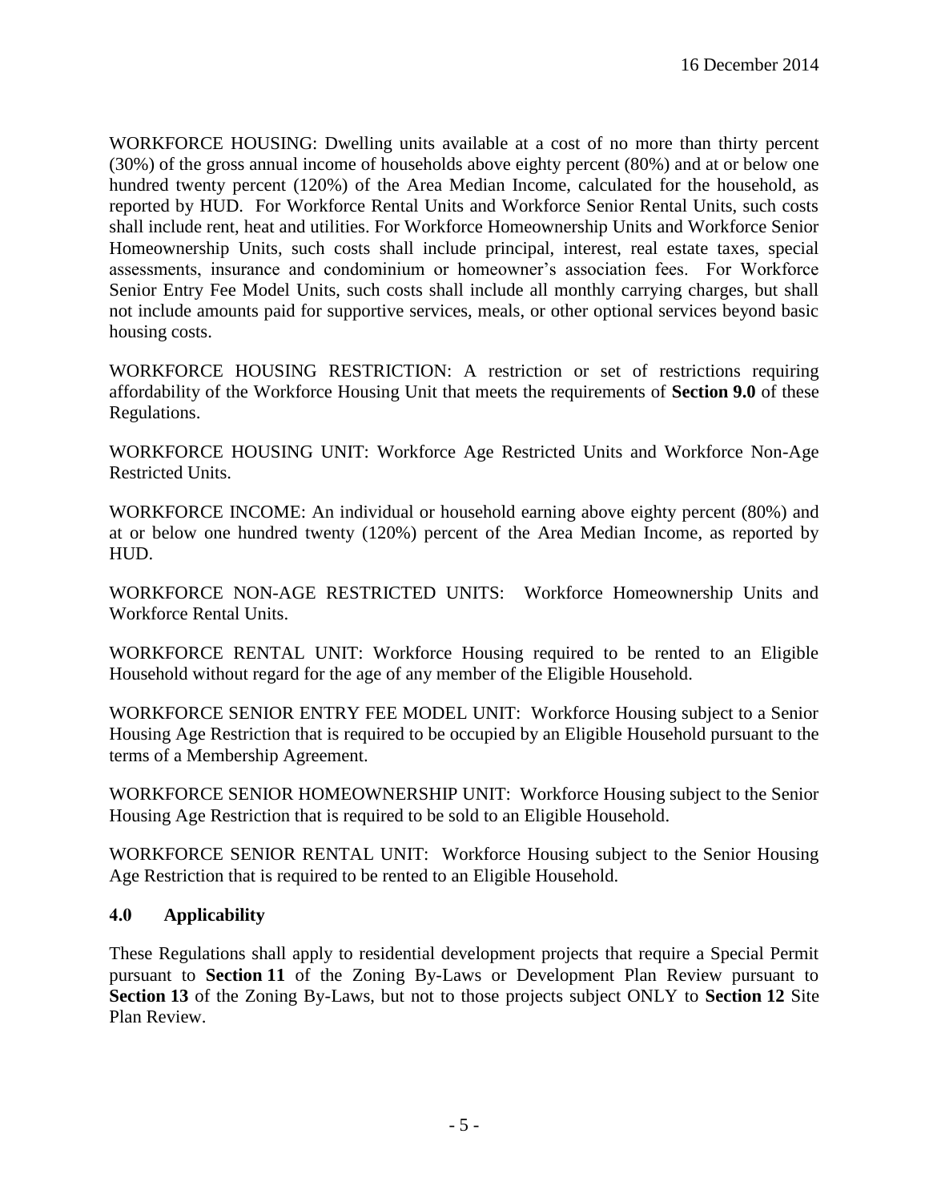WORKFORCE HOUSING: Dwelling units available at a cost of no more than thirty percent (30%) of the gross annual income of households above eighty percent (80%) and at or below one hundred twenty percent (120%) of the Area Median Income, calculated for the household, as reported by HUD. For Workforce Rental Units and Workforce Senior Rental Units, such costs shall include rent, heat and utilities. For Workforce Homeownership Units and Workforce Senior Homeownership Units, such costs shall include principal, interest, real estate taxes, special assessments, insurance and condominium or homeowner's association fees. For Workforce Senior Entry Fee Model Units, such costs shall include all monthly carrying charges, but shall not include amounts paid for supportive services, meals, or other optional services beyond basic housing costs.

WORKFORCE HOUSING RESTRICTION: A restriction or set of restrictions requiring affordability of the Workforce Housing Unit that meets the requirements of **Section 9.0** of these Regulations.

WORKFORCE HOUSING UNIT: Workforce Age Restricted Units and Workforce Non-Age Restricted Units.

WORKFORCE INCOME: An individual or household earning above eighty percent (80%) and at or below one hundred twenty (120%) percent of the Area Median Income, as reported by HUD.

WORKFORCE NON-AGE RESTRICTED UNITS: Workforce Homeownership Units and Workforce Rental Units.

WORKFORCE RENTAL UNIT: Workforce Housing required to be rented to an Eligible Household without regard for the age of any member of the Eligible Household.

WORKFORCE SENIOR ENTRY FEE MODEL UNIT: Workforce Housing subject to a Senior Housing Age Restriction that is required to be occupied by an Eligible Household pursuant to the terms of a Membership Agreement.

WORKFORCE SENIOR HOMEOWNERSHIP UNIT: Workforce Housing subject to the Senior Housing Age Restriction that is required to be sold to an Eligible Household.

WORKFORCE SENIOR RENTAL UNIT: Workforce Housing subject to the Senior Housing Age Restriction that is required to be rented to an Eligible Household.

## 4.0 Applicability

These Regulations shall apply to residential development projects that require a Special Permit pursuant to **Section 11** of the Zoning By-Laws or Development Plan Review pursuant to **Section 13** of the Zoning By-Laws, but not to those projects subject ONLY to **Section 12** Site Plan Review.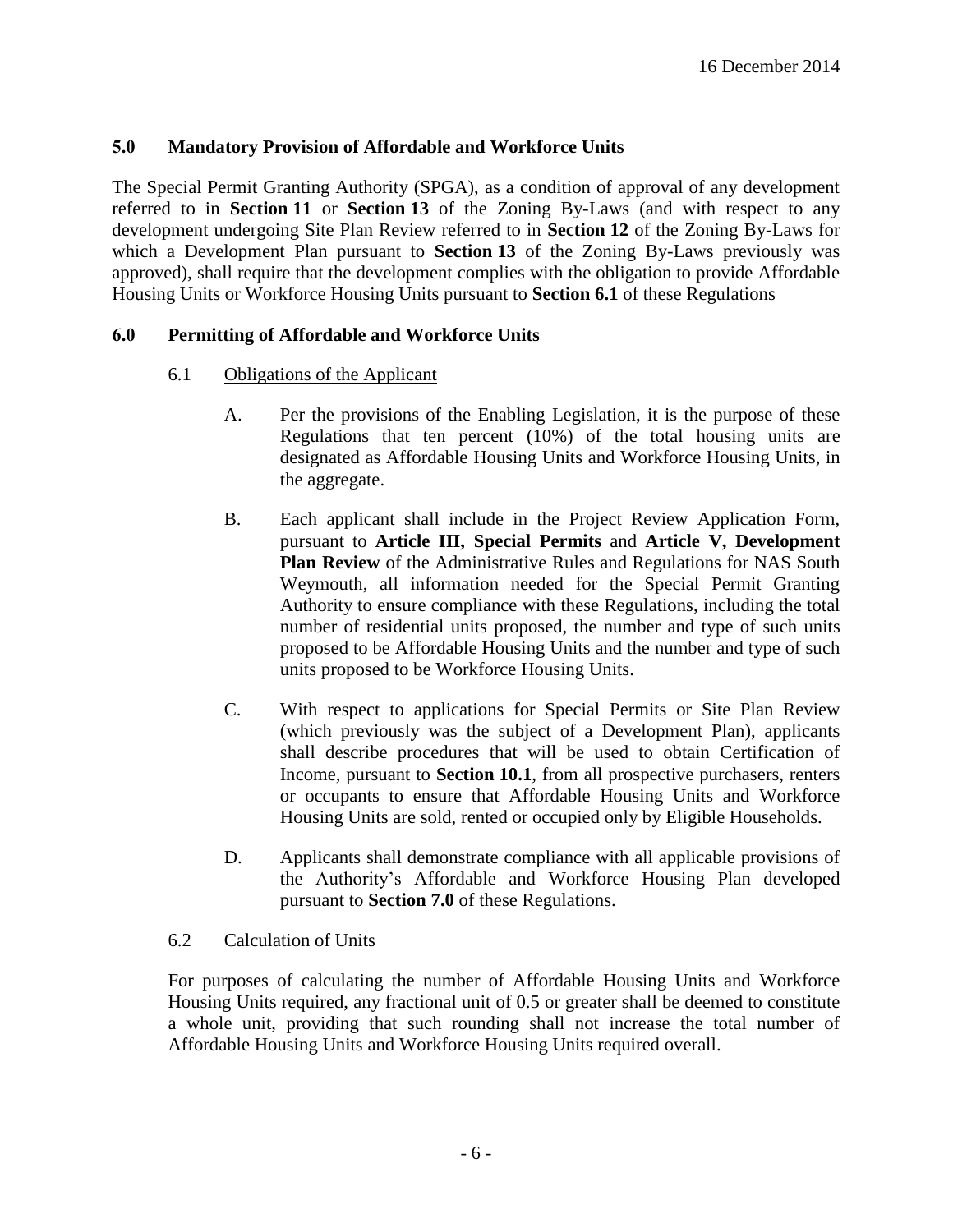16 December 2014

## 5.0 Mandatory Provision of Affordable and Workforce Units

The Special Permit Granting Authority (SPGA), as a condition of approval of any development referred to in **Section 11** or **Section 13** of the Zoning By-Laws (and with respect to any development undergoing Site Plan Review referred to in **Section 12** of the Zoning By-Laws for which a Development Plan pursuant to **Section 13** of the Zoning By-Laws previously was approved), shall require that the development complies with the obligation to provide Affordable Housing Units or Workforce Housing Units pursuant to **Section 6.1** of these Regulations

## 6.0 Permitting of Affordable and Workforce Units

### 6.1 Obligations of the Applicant

A. Per the provisions of the Enabling Legislation, it is the purpose of these Regulations that ten percent (10%) of the total housing units are designated as Affordable Housing Units and Workforce Housing Units, in the aggregate.

B. Each applicant shall include in the Project Review Application Form, pursuant to **Article III, Special Permits** and **Article V, Development Plan Review** of the Administrative Rules and Regulations for NAS South Weymouth, all information needed for the Special Permit Granting Authority to ensure compliance with these Regulations, including the total number of residential units proposed, the number and type of such units proposed to be Affordable Housing Units and the number and type of such units proposed to be Workforce Housing Units.

C. With respect to applications for Special Permits or Site Plan Review (which previously was the subject of a Development Plan), applicants shall describe procedures that will be used to obtain Certification of Income, pursuant to **Section 10.1**, from all prospective purchasers, renters or occupants to ensure that Affordable Housing Units and Workforce Housing Units are sold, rented or occupied only by Eligible Households.

D. Applicants shall demonstrate compliance with all applicable provisions of the Authority's Affordable and Workforce Housing Plan developed pursuant to **Section 7.0** of these Regulations.

### 6.2 Calculation of Units

For purposes of calculating the number of Affordable Housing Units and Workforce Housing Units required, any fractional unit of 0.5 or greater shall be deemed to constitute a whole unit, providing that such rounding shall not increase the total number of Affordable Housing Units and Workforce Housing Units required overall.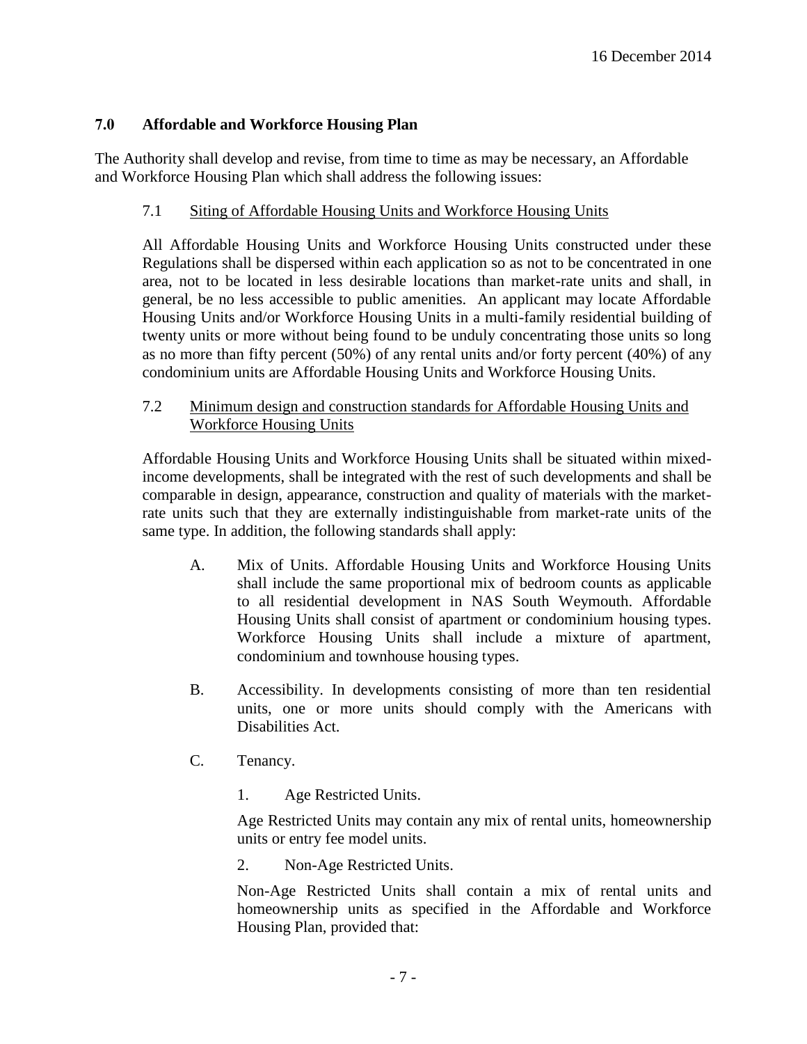## 7.0 Affordable and Workforce Housing Plan

The Authority shall develop and revise, from time to time as may be necessary, an Affordable and Workforce Housing Plan which shall address the following issues:

### 7.1 Siting of Affordable Housing Units and Workforce Housing Units

All Affordable Housing Units and Workforce Housing Units constructed under these Regulations shall be dispersed within each application so as not to be concentrated in one area, not to be located in less desirable locations than market-rate units and shall, in general, be no less accessible to public amenities. An applicant may locate Affordable Housing Units and/or Workforce Housing Units in a multi-family residential building of twenty units or more without being found to be unduly concentrating those units so long as no more than fifty percent (50%) of any rental units and/or forty percent (40%) of any condominium units are Affordable Housing Units and Workforce Housing Units.

### 7.2 Minimum design and construction standards for Affordable Housing Units and Workforce Housing Units

Affordable Housing Units and Workforce Housing Units shall be situated within mixed-income developments, shall be integrated with the rest of such developments and shall be comparable in design, appearance, construction and quality of materials with the market-rate units such that they are externally indistinguishable from market-rate units of the same type. In addition, the following standards shall apply:

A. Mix of Units. Affordable Housing Units and Workforce Housing Units shall include the same proportional mix of bedroom counts as applicable to all residential development in NAS South Weymouth. Affordable Housing Units shall consist of apartment or condominium housing types. Workforce Housing Units shall include a mixture of apartment, condominium and townhouse housing types.

B. Accessibility. In developments consisting of more than ten residential units, one or more units should comply with the Americans with Disabilities Act.

C. Tenancy.

1. Age Restricted Units.

Age Restricted Units may contain any mix of rental units, homeownership units or entry fee model units.

2. Non-Age Restricted Units.

Non-Age Restricted Units shall contain a mix of rental units and homeownership units as specified in the Affordable and Workforce Housing Plan, provided that: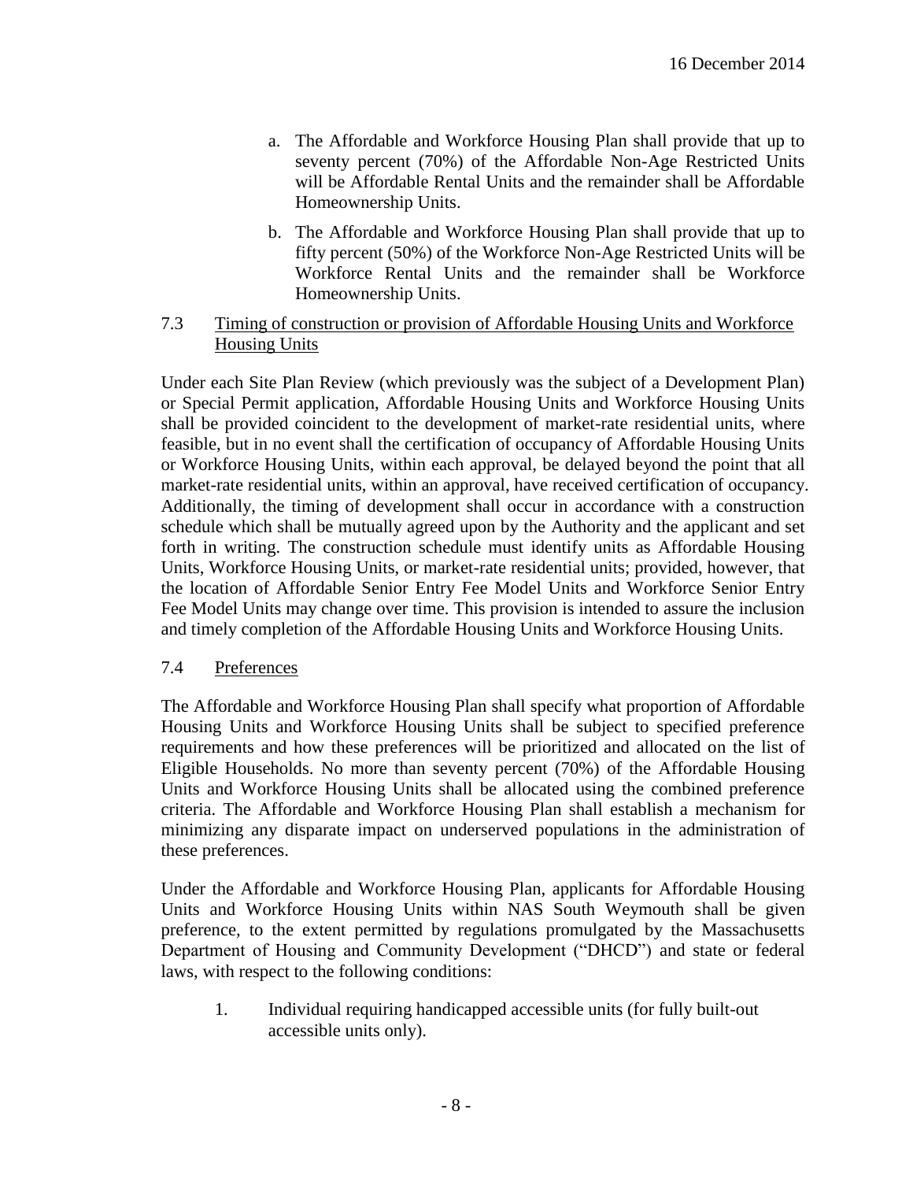a. The Affordable and Workforce Housing Plan shall provide that up to seventy percent (70%) of the Affordable Non-Age Restricted Units will be Affordable Rental Units and the remainder shall be Affordable Homeownership Units.

b. The Affordable and Workforce Housing Plan shall provide that up to fifty percent (50%) of the Workforce Non-Age Restricted Units will be Workforce Rental Units and the remainder shall be Workforce Homeownership Units.

### 7.3 Timing of construction or provision of Affordable Housing Units and Workforce Housing Units

Under each Site Plan Review (which previously was the subject of a Development Plan) or Special Permit application, Affordable Housing Units and Workforce Housing Units shall be provided coincident to the development of market-rate residential units, where feasible, but in no event shall the certification of occupancy of Affordable Housing Units or Workforce Housing Units, within each approval, be delayed beyond the point that all market-rate residential units, within an approval, have received certification of occupancy. Additionally, the timing of development shall occur in accordance with a construction schedule which shall be mutually agreed upon by the Authority and the applicant and set forth in writing. The construction schedule must identify units as Affordable Housing Units, Workforce Housing Units, or market-rate residential units; provided, however, that the location of Affordable Senior Entry Fee Model Units and Workforce Senior Entry Fee Model Units may change over time. This provision is intended to assure the inclusion and timely completion of the Affordable Housing Units and Workforce Housing Units.

### 7.4 Preferences

The Affordable and Workforce Housing Plan shall specify what proportion of Affordable Housing Units and Workforce Housing Units shall be subject to specified preference requirements and how these preferences will be prioritized and allocated on the list of Eligible Households. No more than seventy percent (70%) of the Affordable Housing Units and Workforce Housing Units shall be allocated using the combined preference criteria. The Affordable and Workforce Housing Plan shall establish a mechanism for minimizing any disparate impact on underserved populations in the administration of these preferences.

Under the Affordable and Workforce Housing Plan, applicants for Affordable Housing Units and Workforce Housing Units within NAS South Weymouth shall be given preference, to the extent permitted by regulations promulgated by the Massachusetts Department of Housing and Community Development ("DHCD") and state or federal laws, with respect to the following conditions:

1. Individual requiring handicapped accessible units (for fully built-out accessible units only).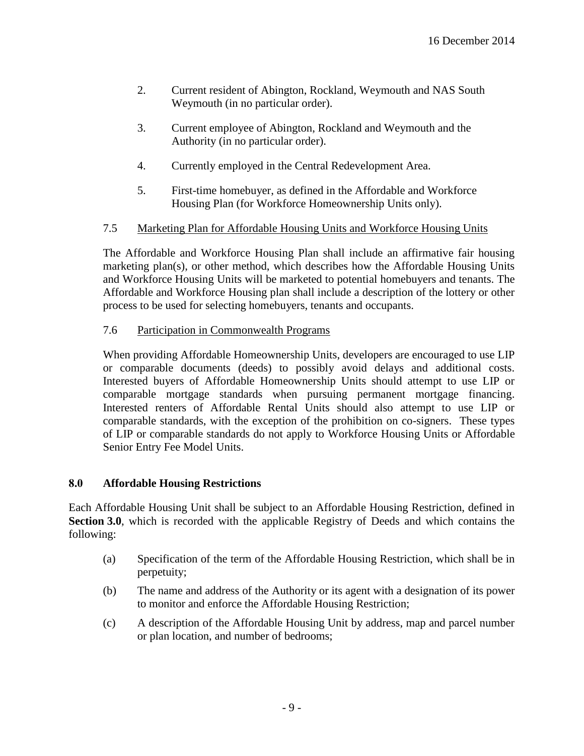2. Current resident of Abington, Rockland, Weymouth and NAS South Weymouth (in no particular order).

3. Current employee of Abington, Rockland and Weymouth and the Authority (in no particular order).

4. Currently employed in the Central Redevelopment Area.

5. First-time homebuyer, as defined in the Affordable and Workforce Housing Plan (for Workforce Homeownership Units only).

### 7.5 Marketing Plan for Affordable Housing Units and Workforce Housing Units

The Affordable and Workforce Housing Plan shall include an affirmative fair housing marketing plan(s), or other method, which describes how the Affordable Housing Units and Workforce Housing Units will be marketed to potential homebuyers and tenants. The Affordable and Workforce Housing plan shall include a description of the lottery or other process to be used for selecting homebuyers, tenants and occupants.

### 7.6 Participation in Commonwealth Programs

When providing Affordable Homeownership Units, developers are encouraged to use LIP or comparable documents (deeds) to possibly avoid delays and additional costs. Interested buyers of Affordable Homeownership Units should attempt to use LIP or comparable mortgage standards when pursuing permanent mortgage financing. Interested renters of Affordable Rental Units should also attempt to use LIP or comparable standards, with the exception of the prohibition on co-signers. These types of LIP or comparable standards do not apply to Workforce Housing Units or Affordable Senior Entry Fee Model Units.

## 8.0 Affordable Housing Restrictions

Each Affordable Housing Unit shall be subject to an Affordable Housing Restriction, defined in **Section 3.0**, which is recorded with the applicable Registry of Deeds and which contains the following:

(a) Specification of the term of the Affordable Housing Restriction, which shall be in perpetuity;

(b) The name and address of the Authority or its agent with a designation of its power to monitor and enforce the Affordable Housing Restriction;

(c) A description of the Affordable Housing Unit by address, map and parcel number or plan location, and number of bedrooms;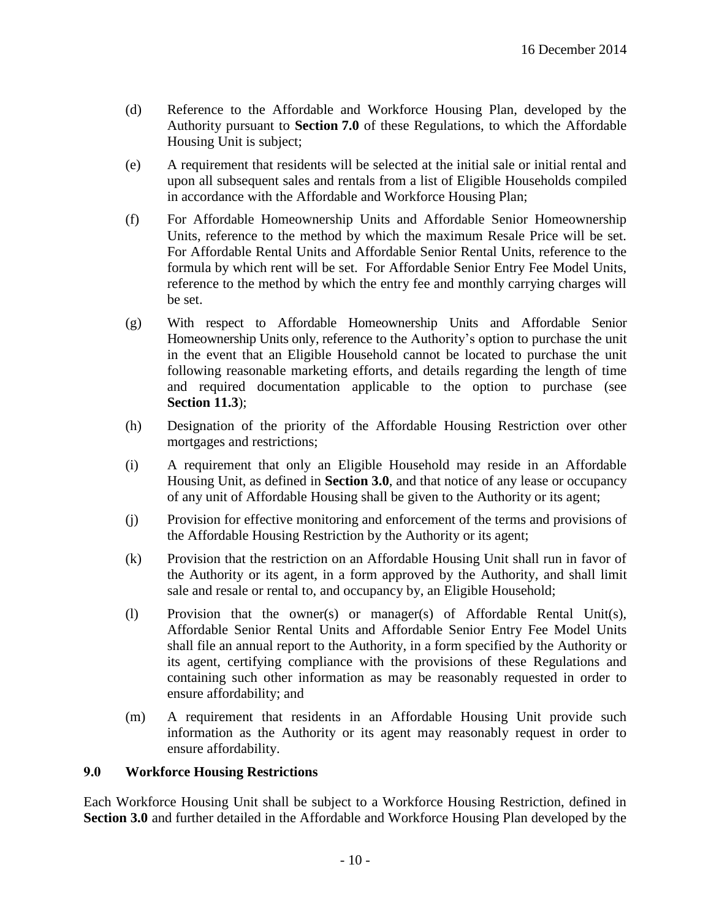(d) Reference to the Affordable and Workforce Housing Plan, developed by the Authority pursuant to **Section 7.0** of these Regulations, to which the Affordable Housing Unit is subject;

(e) A requirement that residents will be selected at the initial sale or initial rental and upon all subsequent sales and rentals from a list of Eligible Households compiled in accordance with the Affordable and Workforce Housing Plan;

(f) For Affordable Homeownership Units and Affordable Senior Homeownership Units, reference to the method by which the maximum Resale Price will be set. For Affordable Rental Units and Affordable Senior Rental Units, reference to the formula by which rent will be set. For Affordable Senior Entry Fee Model Units, reference to the method by which the entry fee and monthly carrying charges will be set.

(g) With respect to Affordable Homeownership Units and Affordable Senior Homeownership Units only, reference to the Authority's option to purchase the unit in the event that an Eligible Household cannot be located to purchase the unit following reasonable marketing efforts, and details regarding the length of time and required documentation applicable to the option to purchase (see **Section 11.3**);

(h) Designation of the priority of the Affordable Housing Restriction over other mortgages and restrictions;

(i) A requirement that only an Eligible Household may reside in an Affordable Housing Unit, as defined in **Section 3.0**, and that notice of any lease or occupancy of any unit of Affordable Housing shall be given to the Authority or its agent;

(j) Provision for effective monitoring and enforcement of the terms and provisions of the Affordable Housing Restriction by the Authority or its agent;

(k) Provision that the restriction on an Affordable Housing Unit shall run in favor of the Authority or its agent, in a form approved by the Authority, and shall limit sale and resale or rental to, and occupancy by, an Eligible Household;

(l) Provision that the owner(s) or manager(s) of Affordable Rental Unit(s), Affordable Senior Rental Units and Affordable Senior Entry Fee Model Units shall file an annual report to the Authority, in a form specified by the Authority or its agent, certifying compliance with the provisions of these Regulations and containing such other information as may be reasonably requested in order to ensure affordability; and

(m) A requirement that residents in an Affordable Housing Unit provide such information as the Authority or its agent may reasonably request in order to ensure affordability.

## 9.0 Workforce Housing Restrictions

Each Workforce Housing Unit shall be subject to a Workforce Housing Restriction, defined in **Section 3.0** and further detailed in the Affordable and Workforce Housing Plan developed by the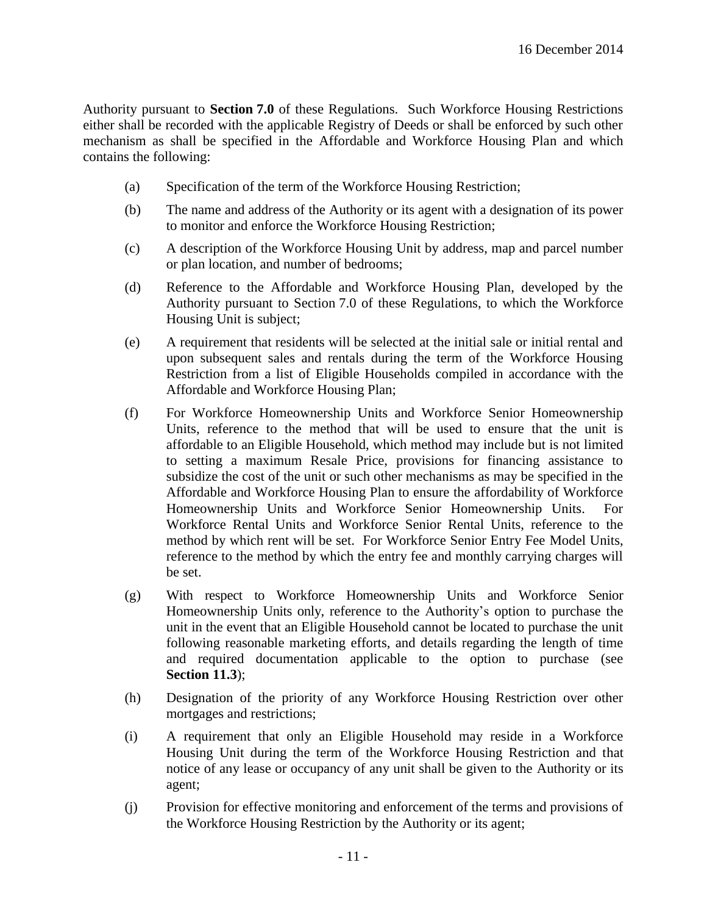Authority pursuant to **Section 7.0** of these Regulations. Such Workforce Housing Restrictions either shall be recorded with the applicable Registry of Deeds or shall be enforced by such other mechanism as shall be specified in the Affordable and Workforce Housing Plan and which contains the following:

(a) Specification of the term of the Workforce Housing Restriction;

(b) The name and address of the Authority or its agent with a designation of its power to monitor and enforce the Workforce Housing Restriction;

(c) A description of the Workforce Housing Unit by address, map and parcel number or plan location, and number of bedrooms;

(d) Reference to the Affordable and Workforce Housing Plan, developed by the Authority pursuant to Section 7.0 of these Regulations, to which the Workforce Housing Unit is subject;

(e) A requirement that residents will be selected at the initial sale or initial rental and upon subsequent sales and rentals during the term of the Workforce Housing Restriction from a list of Eligible Households compiled in accordance with the Affordable and Workforce Housing Plan;

(f) For Workforce Homeownership Units and Workforce Senior Homeownership Units, reference to the method that will be used to ensure that the unit is affordable to an Eligible Household, which method may include but is not limited to setting a maximum Resale Price, provisions for financing assistance to subsidize the cost of the unit or such other mechanisms as may be specified in the Affordable and Workforce Housing Plan to ensure the affordability of Workforce Homeownership Units and Workforce Senior Homeownership Units. For Workforce Rental Units and Workforce Senior Rental Units, reference to the method by which rent will be set. For Workforce Senior Entry Fee Model Units, reference to the method by which the entry fee and monthly carrying charges will be set.

(g) With respect to Workforce Homeownership Units and Workforce Senior Homeownership Units only, reference to the Authority's option to purchase the unit in the event that an Eligible Household cannot be located to purchase the unit following reasonable marketing efforts, and details regarding the length of time and required documentation applicable to the option to purchase (see **Section 11.3**);

(h) Designation of the priority of any Workforce Housing Restriction over other mortgages and restrictions;

(i) A requirement that only an Eligible Household may reside in a Workforce Housing Unit during the term of the Workforce Housing Restriction and that notice of any lease or occupancy of any unit shall be given to the Authority or its agent;

(j) Provision for effective monitoring and enforcement of the terms and provisions of the Workforce Housing Restriction by the Authority or its agent;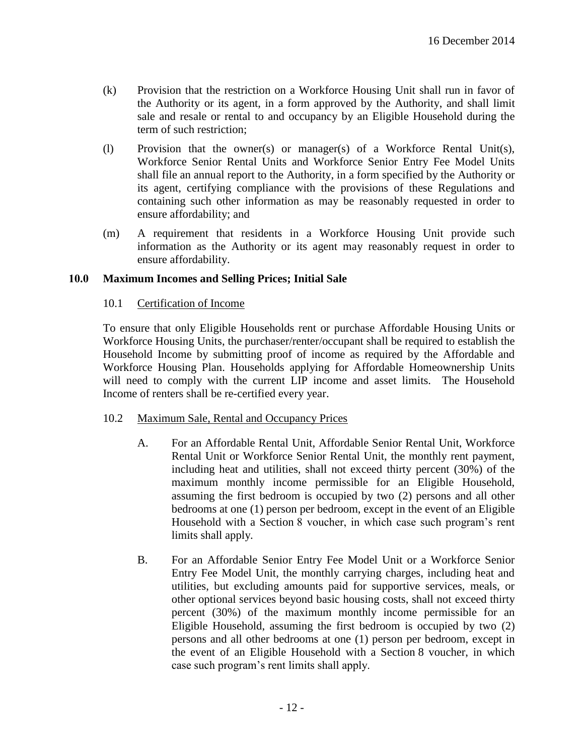(k) Provision that the restriction on a Workforce Housing Unit shall run in favor of the Authority or its agent, in a form approved by the Authority, and shall limit sale and resale or rental to and occupancy by an Eligible Household during the term of such restriction;

(l) Provision that the owner(s) or manager(s) of a Workforce Rental Unit(s), Workforce Senior Rental Units and Workforce Senior Entry Fee Model Units shall file an annual report to the Authority, in a form specified by the Authority or its agent, certifying compliance with the provisions of these Regulations and containing such other information as may be reasonably requested in order to ensure affordability; and

(m) A requirement that residents in a Workforce Housing Unit provide such information as the Authority or its agent may reasonably request in order to ensure affordability.

## 10.0 Maximum Incomes and Selling Prices; Initial Sale

### 10.1 Certification of Income

To ensure that only Eligible Households rent or purchase Affordable Housing Units or Workforce Housing Units, the purchaser/renter/occupant shall be required to establish the Household Income by submitting proof of income as required by the Affordable and Workforce Housing Plan. Households applying for Affordable Homeownership Units will need to comply with the current LIP income and asset limits. The Household Income of renters shall be re-certified every year.

### 10.2 Maximum Sale, Rental and Occupancy Prices

A. For an Affordable Rental Unit, Affordable Senior Rental Unit, Workforce Rental Unit or Workforce Senior Rental Unit, the monthly rent payment, including heat and utilities, shall not exceed thirty percent (30%) of the maximum monthly income permissible for an Eligible Household, assuming the first bedroom is occupied by two (2) persons and all other bedrooms at one (1) person per bedroom, except in the event of an Eligible Household with a Section 8 voucher, in which case such program's rent limits shall apply.

B. For an Affordable Senior Entry Fee Model Unit or a Workforce Senior Entry Fee Model Unit, the monthly carrying charges, including heat and utilities, but excluding amounts paid for supportive services, meals, or other optional services beyond basic housing costs, shall not exceed thirty percent (30%) of the maximum monthly income permissible for an Eligible Household, assuming the first bedroom is occupied by two (2) persons and all other bedrooms at one (1) person per bedroom, except in the event of an Eligible Household with a Section 8 voucher, in which case such program's rent limits shall apply.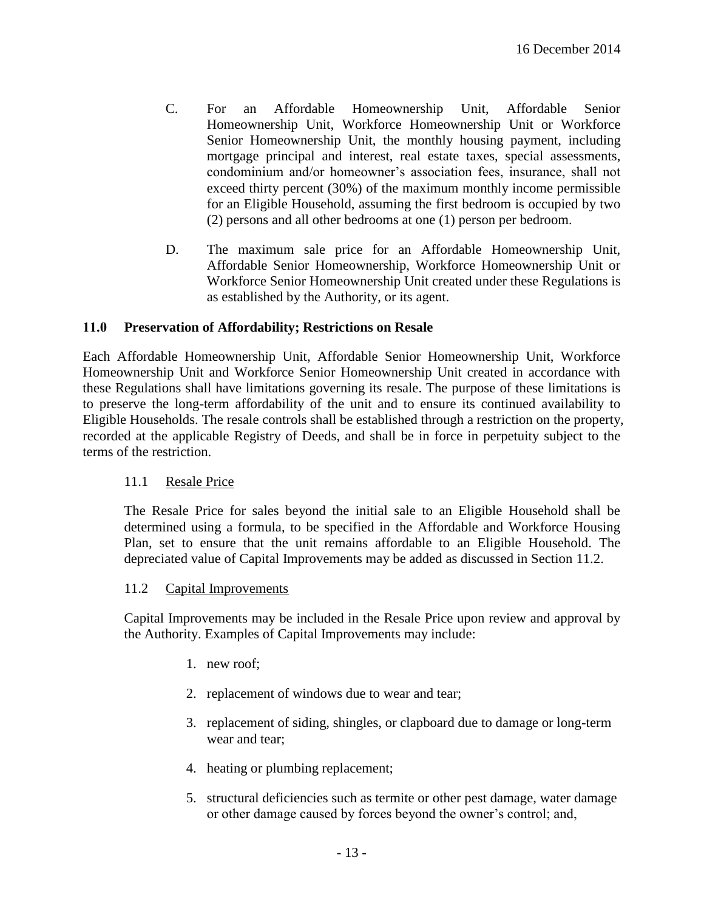C. For an Affordable Homeownership Unit, Affordable Senior Homeownership Unit, Workforce Homeownership Unit or Workforce Senior Homeownership Unit, the monthly housing payment, including mortgage principal and interest, real estate taxes, special assessments, condominium and/or homeowner's association fees, insurance, shall not exceed thirty percent (30%) of the maximum monthly income permissible for an Eligible Household, assuming the first bedroom is occupied by two (2) persons and all other bedrooms at one (1) person per bedroom.

D. The maximum sale price for an Affordable Homeownership Unit, Affordable Senior Homeownership, Workforce Homeownership Unit or Workforce Senior Homeownership Unit created under these Regulations is as established by the Authority, or its agent.

## 11.0 Preservation of Affordability; Restrictions on Resale

Each Affordable Homeownership Unit, Affordable Senior Homeownership Unit, Workforce Homeownership Unit and Workforce Senior Homeownership Unit created in accordance with these Regulations shall have limitations governing its resale. The purpose of these limitations is to preserve the long-term affordability of the unit and to ensure its continued availability to Eligible Households. The resale controls shall be established through a restriction on the property, recorded at the applicable Registry of Deeds, and shall be in force in perpetuity subject to the terms of the restriction.

### 11.1 Resale Price

The Resale Price for sales beyond the initial sale to an Eligible Household shall be determined using a formula, to be specified in the Affordable and Workforce Housing Plan, set to ensure that the unit remains affordable to an Eligible Household. The depreciated value of Capital Improvements may be added as discussed in Section 11.2.

### 11.2 Capital Improvements

Capital Improvements may be included in the Resale Price upon review and approval by the Authority. Examples of Capital Improvements may include:

1. new roof;
2. replacement of windows due to wear and tear;
3. replacement of siding, shingles, or clapboard due to damage or long-term wear and tear;
4. heating or plumbing replacement;
5. structural deficiencies such as termite or other pest damage, water damage or other damage caused by forces beyond the owner's control; and,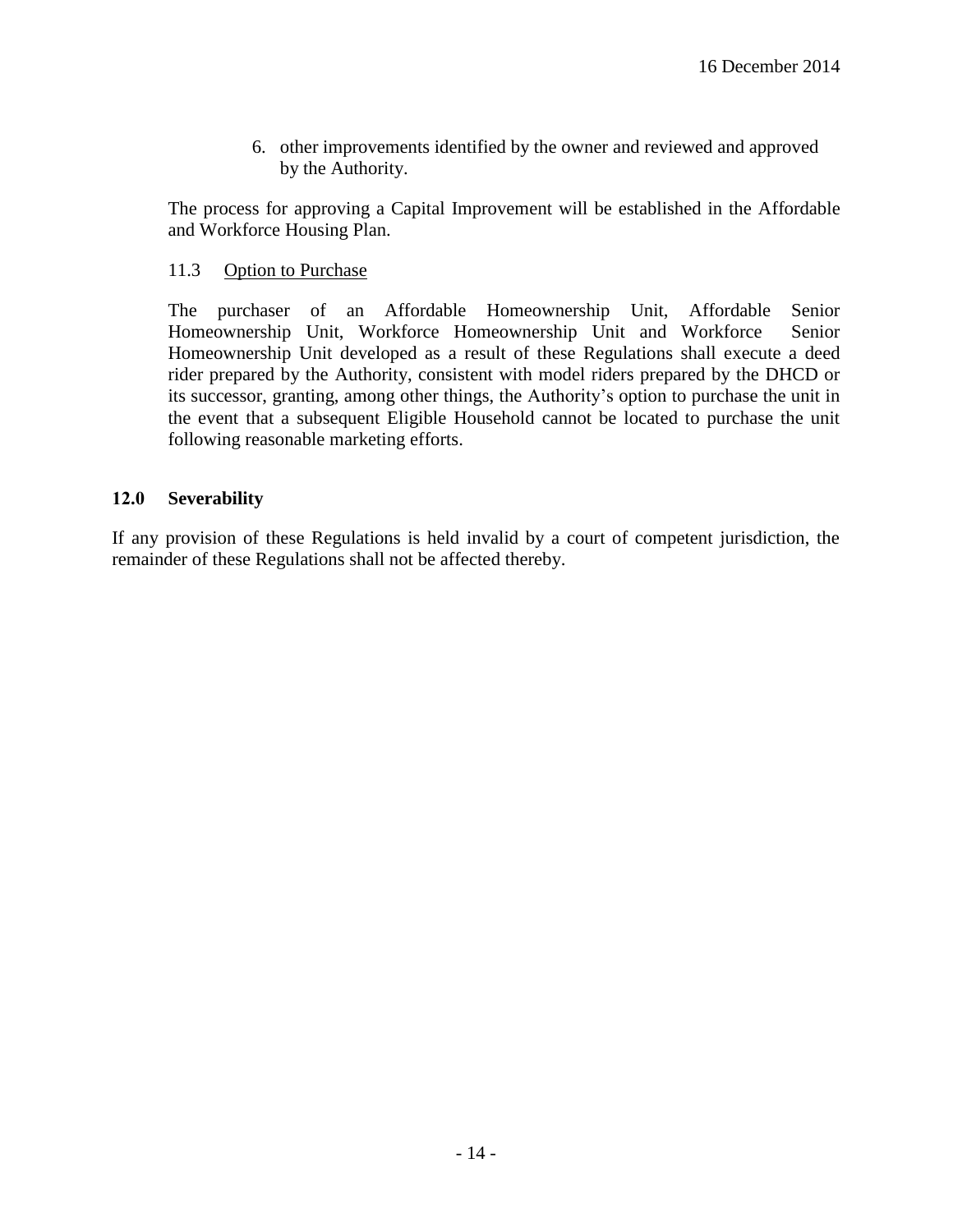6. other improvements identified by the owner and reviewed and approved by the Authority.

The process for approving a Capital Improvement will be established in the Affordable and Workforce Housing Plan.

11.3 Option to Purchase

The purchaser of an Affordable Homeownership Unit, Affordable Senior Homeownership Unit, Workforce Homeownership Unit and Workforce Senior Homeownership Unit developed as a result of these Regulations shall execute a deed rider prepared by the Authority, consistent with model riders prepared by the DHCD or its successor, granting, among other things, the Authority's option to purchase the unit in the event that a subsequent Eligible Household cannot be located to purchase the unit following reasonable marketing efforts.

## 12.0 Severability

If any provision of these Regulations is held invalid by a court of competent jurisdiction, the remainder of these Regulations shall not be affected thereby.